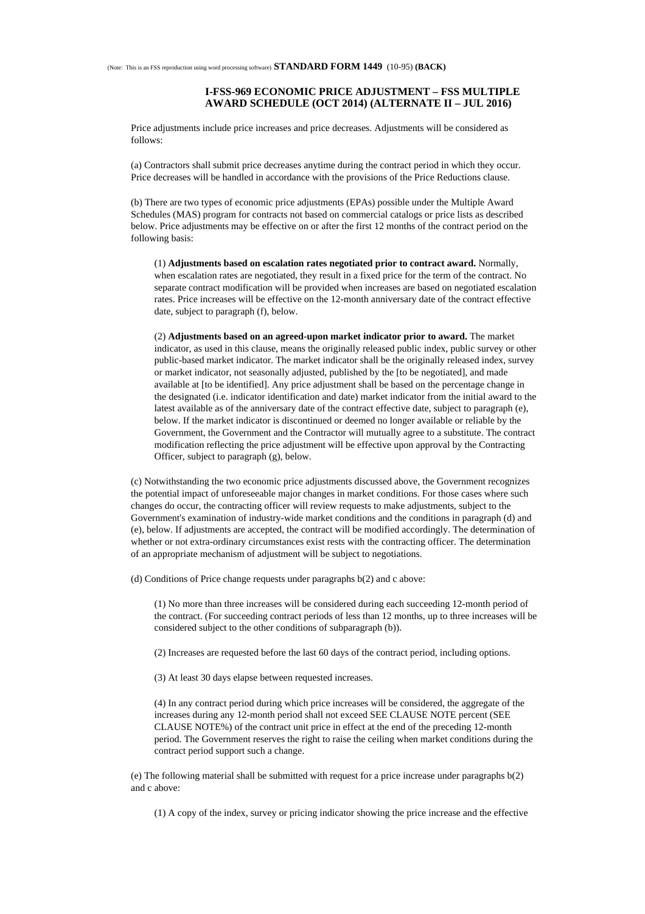(Note: This is an FSS reproduction using word processing software) **STANDARD FORM 1449** (10-95) **(BACK)**

## I-FSS-969 ECONOMIC PRICE ADJUSTMENT – FSS MULTIPLE AWARD SCHEDULE (OCT 2014) (ALTERNATE II – JUL 2016)

Price adjustments include price increases and price decreases. Adjustments will be considered as follows:

(a) Contractors shall submit price decreases anytime during the contract period in which they occur. Price decreases will be handled in accordance with the provisions of the Price Reductions clause.

(b) There are two types of economic price adjustments (EPAs) possible under the Multiple Award Schedules (MAS) program for contracts not based on commercial catalogs or price lists as described below. Price adjustments may be effective on or after the first 12 months of the contract period on the following basis:

(1) **Adjustments based on escalation rates negotiated prior to contract award.** Normally, when escalation rates are negotiated, they result in a fixed price for the term of the contract. No separate contract modification will be provided when increases are based on negotiated escalation rates. Price increases will be effective on the 12-month anniversary date of the contract effective date, subject to paragraph (f), below.

(2) **Adjustments based on an agreed-upon market indicator prior to award.** The market indicator, as used in this clause, means the originally released public index, public survey or other public-based market indicator. The market indicator shall be the originally released index, survey or market indicator, not seasonally adjusted, published by the [to be negotiated], and made available at [to be identified]. Any price adjustment shall be based on the percentage change in the designated (i.e. indicator identification and date) market indicator from the initial award to the latest available as of the anniversary date of the contract effective date, subject to paragraph (e), below. If the market indicator is discontinued or deemed no longer available or reliable by the Government, the Government and the Contractor will mutually agree to a substitute. The contract modification reflecting the price adjustment will be effective upon approval by the Contracting Officer, subject to paragraph (g), below.

(c) Notwithstanding the two economic price adjustments discussed above, the Government recognizes the potential impact of unforeseeable major changes in market conditions. For those cases where such changes do occur, the contracting officer will review requests to make adjustments, subject to the Government's examination of industry-wide market conditions and the conditions in paragraph (d) and (e), below. If adjustments are accepted, the contract will be modified accordingly. The determination of whether or not extra-ordinary circumstances exist rests with the contracting officer. The determination of an appropriate mechanism of adjustment will be subject to negotiations.

(d) Conditions of Price change requests under paragraphs b(2) and c above:

(1) No more than three increases will be considered during each succeeding 12-month period of the contract. (For succeeding contract periods of less than 12 months, up to three increases will be considered subject to the other conditions of subparagraph (b)).

(2) Increases are requested before the last 60 days of the contract period, including options.

(3) At least 30 days elapse between requested increases.

(4) In any contract period during which price increases will be considered, the aggregate of the increases during any 12-month period shall not exceed SEE CLAUSE NOTE percent (SEE CLAUSE NOTE%) of the contract unit price in effect at the end of the preceding 12-month period. The Government reserves the right to raise the ceiling when market conditions during the contract period support such a change.

(e) The following material shall be submitted with request for a price increase under paragraphs b(2) and c above:

(1) A copy of the index, survey or pricing indicator showing the price increase and the effective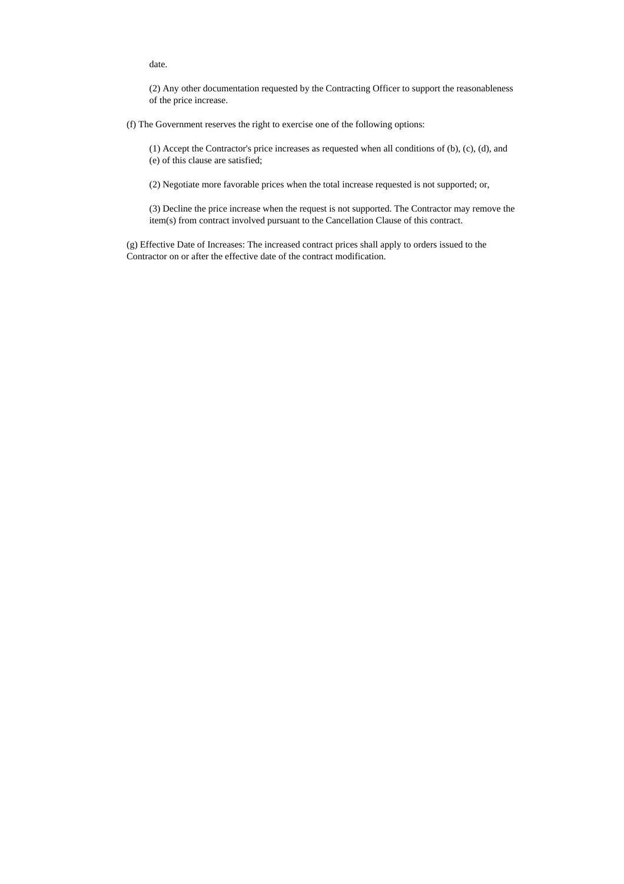date.

(2) Any other documentation requested by the Contracting Officer to support the reasonableness of the price increase.

(f) The Government reserves the right to exercise one of the following options:

(1) Accept the Contractor's price increases as requested when all conditions of (b), (c), (d), and (e) of this clause are satisfied;

(2) Negotiate more favorable prices when the total increase requested is not supported; or,

(3) Decline the price increase when the request is not supported. The Contractor may remove the item(s) from contract involved pursuant to the Cancellation Clause of this contract.

(g) Effective Date of Increases: The increased contract prices shall apply to orders issued to the Contractor on or after the effective date of the contract modification.